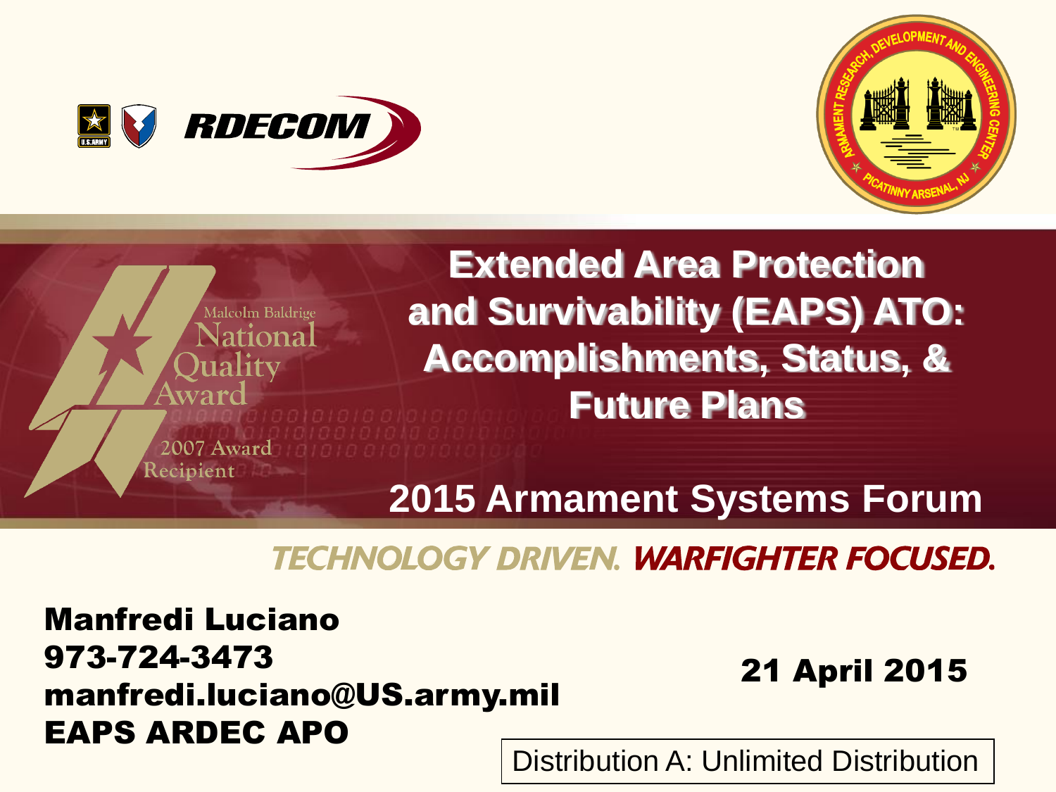RDECOM

ARMAMENT RESEARCH, DEVELOPMENT AND ENGINEERING CENTER
PICATINNY ARSENAL, NJ

Malcolm Baldrige National Quality Award
2007 Award Recipient

# Extended Area Protection and Survivability (EAPS) ATO: Accomplishments, Status, & Future Plans

## 2015 Armament Systems Forum

TECHNOLOGY DRIVEN. WARFIGHTER FOCUSED.

**Manfredi Luciano**
**973-724-3473**
**manfredi.luciano@US.army.mil**
**EAPS ARDEC APO**

**21 April 2015**

Distribution A: Unlimited Distribution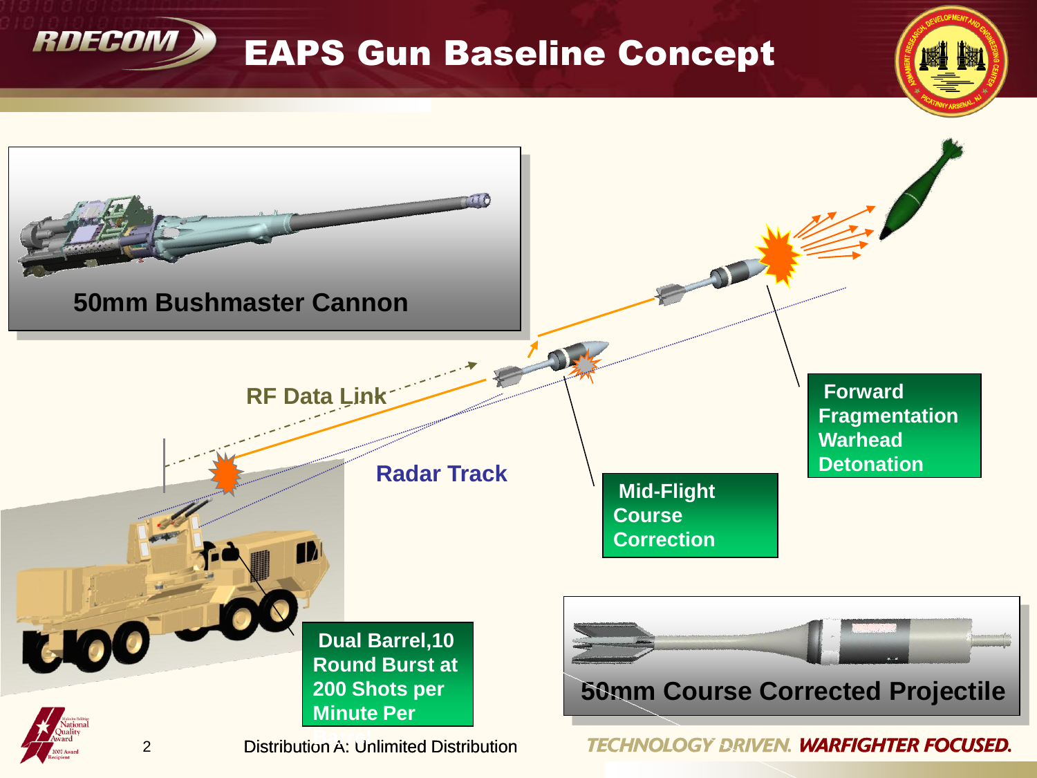# EAPS Gun Baseline Concept

50mm Bushmaster Cannon

RF Data Link

Radar Track

Mid-Flight Course Correction

Forward Fragmentation Warhead Detonation

Dual Barrel,10 Round Burst at 200 Shots per Minute Per

50mm Course Corrected Projectile

Distribution A: Unlimited Distribution

TECHNOLOGY DRIVEN. WARFIGHTER FOCUSED.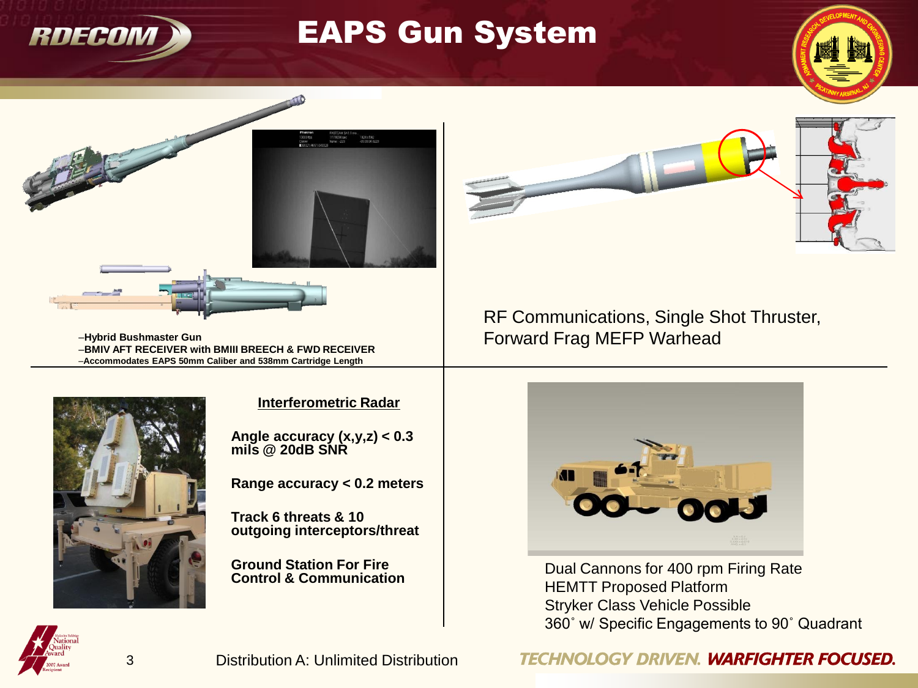# EAPS Gun System

–Hybrid Bushmaster Gun
–BMIV AFT RECEIVER with BMIII BREECH & FWD RECEIVER
–Accommodates EAPS 50mm Caliber and 538mm Cartridge Length

RF Communications, Single Shot Thruster, Forward Frag MEFP Warhead

**Interferometric Radar**

**Angle accuracy (x,y,z) < 0.3 mils @ 20dB SNR**

**Range accuracy < 0.2 meters**

**Track 6 threats & 10 outgoing interceptors/threat**

**Ground Station For Fire Control & Communication**

Dual Cannons for 400 rpm Firing Rate
HEMTT Proposed Platform
Stryker Class Vehicle Possible
360˚ w/ Specific Engagements to 90˚ Quadrant

Distribution A: Unlimited Distribution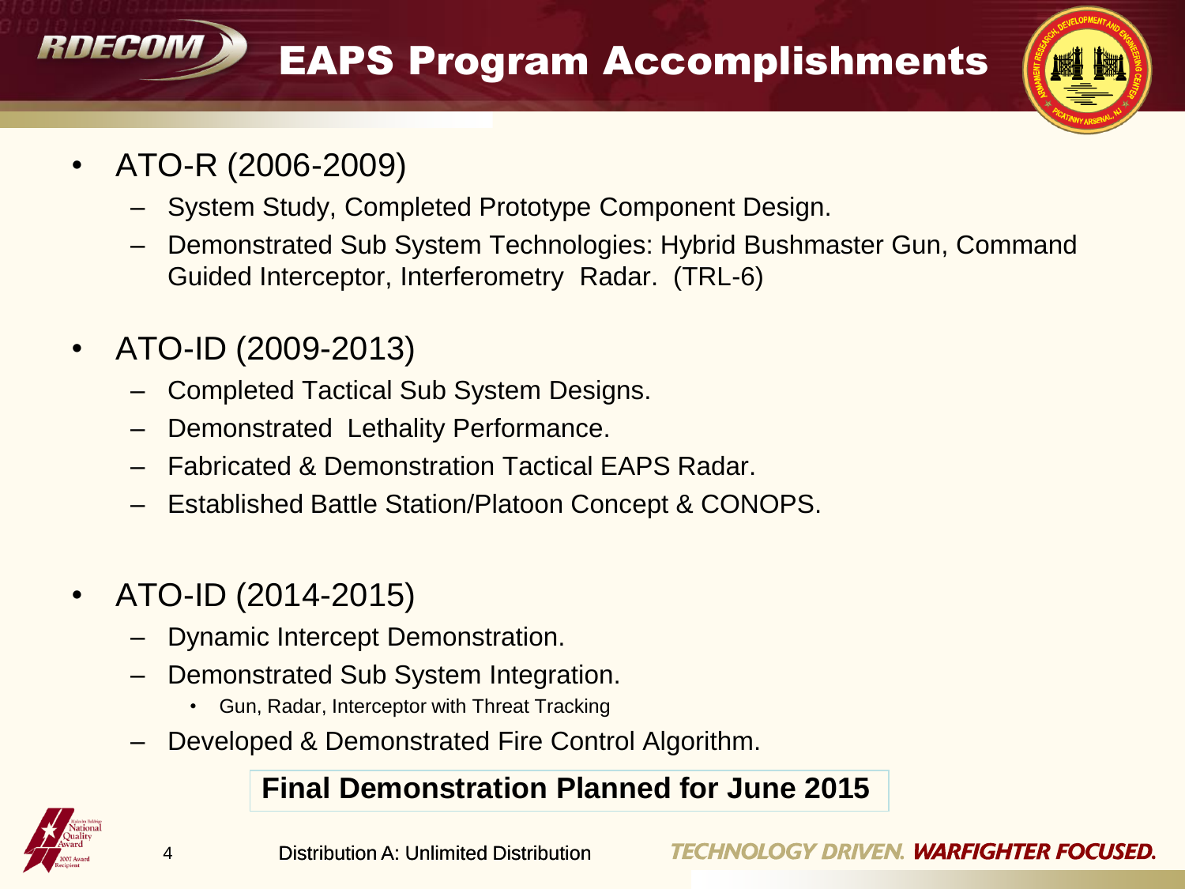# EAPS Program Accomplishments

- ATO-R (2006-2009)
  - System Study, Completed Prototype Component Design.
  - Demonstrated Sub System Technologies: Hybrid Bushmaster Gun, Command Guided Interceptor, Interferometry Radar. (TRL-6)
- ATO-ID (2009-2013)
  - Completed Tactical Sub System Designs.
  - Demonstrated Lethality Performance.
  - Fabricated & Demonstration Tactical EAPS Radar.
  - Established Battle Station/Platoon Concept & CONOPS.
- ATO-ID (2014-2015)
  - Dynamic Intercept Demonstration.
  - Demonstrated Sub System Integration.
    - Gun, Radar, Interceptor with Threat Tracking
  - Developed & Demonstrated Fire Control Algorithm.

**Final Demonstration Planned for June 2015**

Distribution A: Unlimited Distribution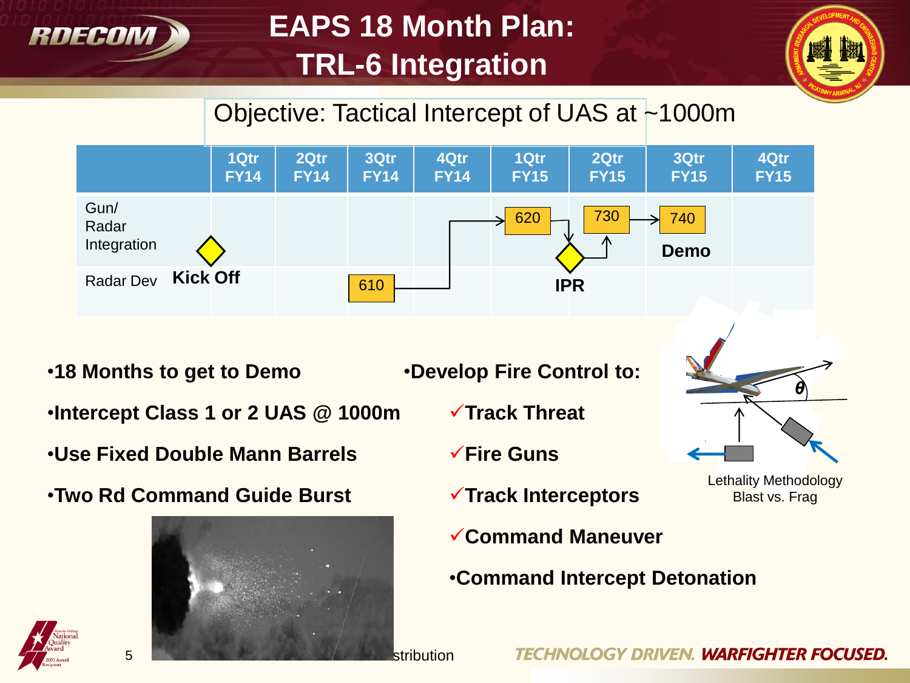# EAPS 18 Month Plan: TRL-6 Integration

Objective: Tactical Intercept of UAS at ~1000m

| | 1Qtr FY14 | 2Qtr FY14 | 3Qtr FY14 | 4Qtr FY14 | 1Qtr FY15 | 2Qtr FY15 | 3Qtr FY15 | 4Qtr FY15 |
|---|---|---|---|---|---|---|---|---|
| Gun/ Radar Integration | Kick Off | | | | 620 | 730, IPR | 740 Demo | |
| Radar Dev | | | 610 | | | | | |

- **18 Months to get to Demo**
- **Intercept Class 1 or 2 UAS @ 1000m**
- **Use Fixed Double Mann Barrels**
- **Two Rd Command Guide Burst**

- **Develop Fire Control to:**
  - ✓**Track Threat**
  - ✓**Fire Guns**
  - ✓**Track Interceptors**
  - ✓**Command Maneuver**
- **Command Intercept Detonation**

Lethality Methodology
Blast vs. Frag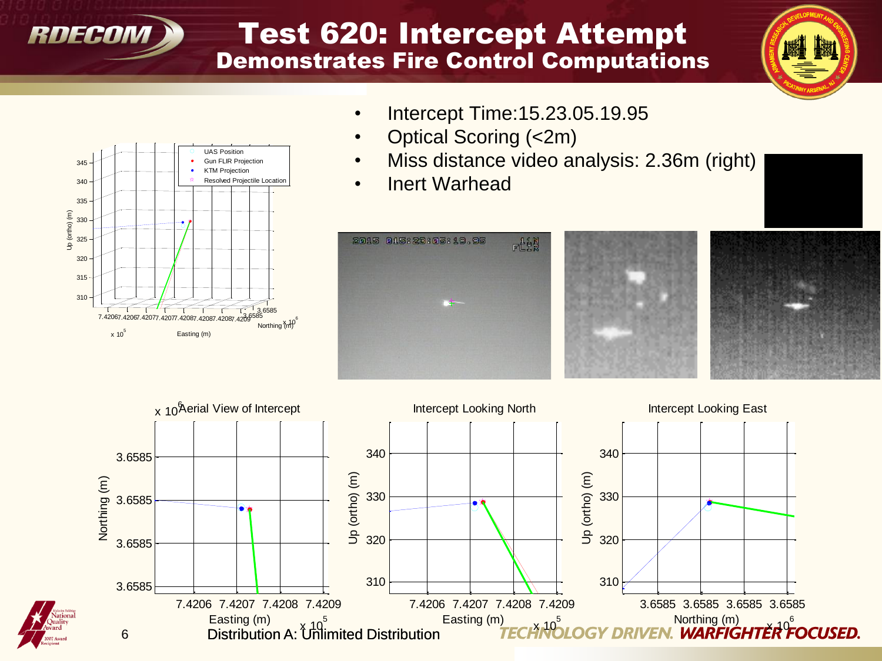# Test 620: Intercept Attempt

## Demonstrates Fire Control Computations

- Intercept Time:15.23.05.19.95
- Optical Scoring (<2m)
- Miss distance video analysis: 2.36m (right)
- Inert Warhead

Distribution A: Unlimited Distribution

*TECHNOLOGY DRIVEN. WARFIGHTER FOCUSED.*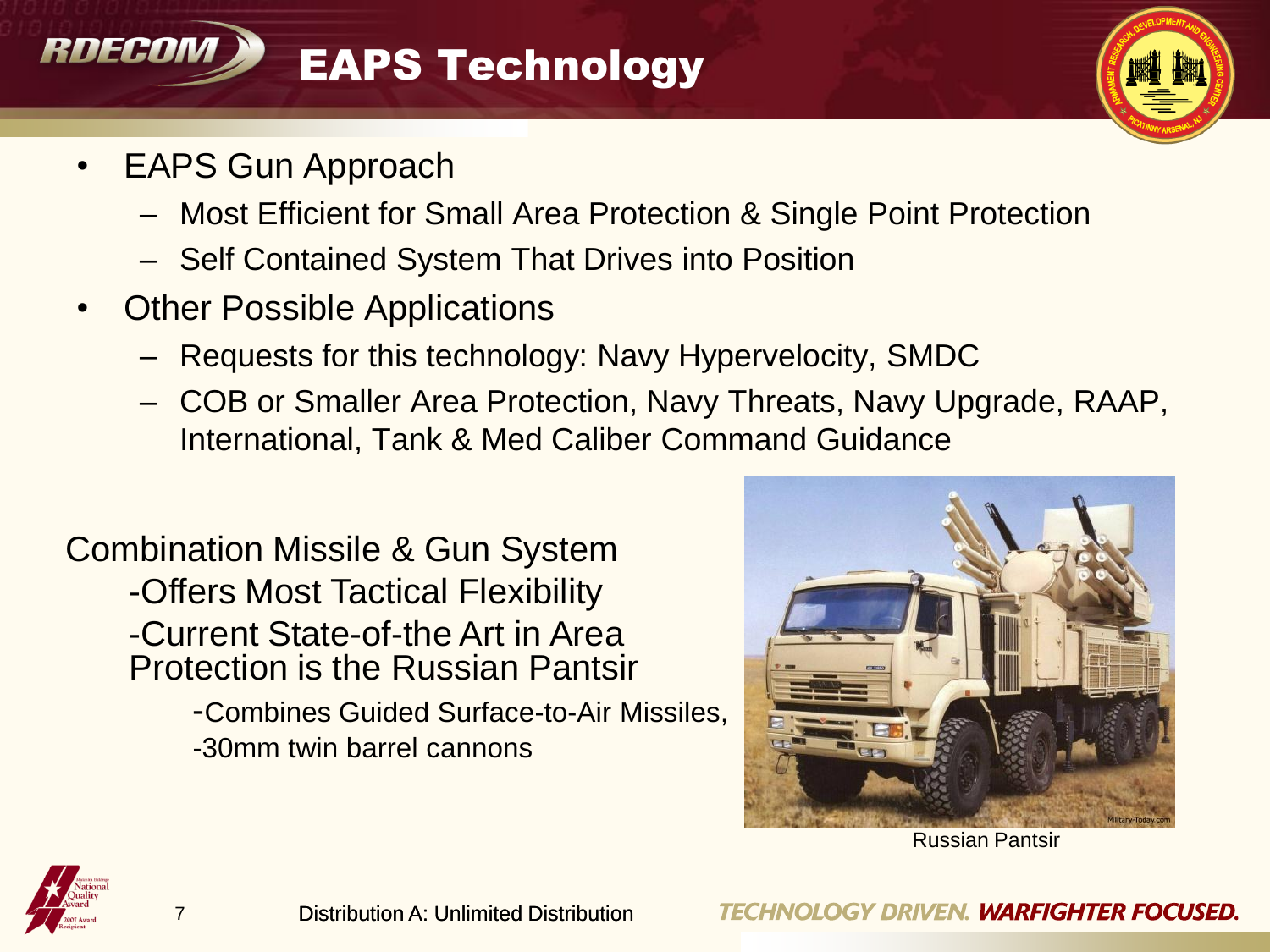# EAPS Technology

- EAPS Gun Approach
  - Most Efficient for Small Area Protection & Single Point Protection
  - Self Contained System That Drives into Position
- Other Possible Applications
  - Requests for this technology: Navy Hypervelocity, SMDC
  - COB or Smaller Area Protection, Navy Threats, Navy Upgrade, RAAP, International, Tank & Med Caliber Command Guidance

Combination Missile & Gun System

- Offers Most Tactical Flexibility
- Current State-of-the Art in Area Protection is the Russian Pantsir
  - Combines Guided Surface-to-Air Missiles,
  - 30mm twin barrel cannons

Russian Pantsir

Distribution A: Unlimited Distribution